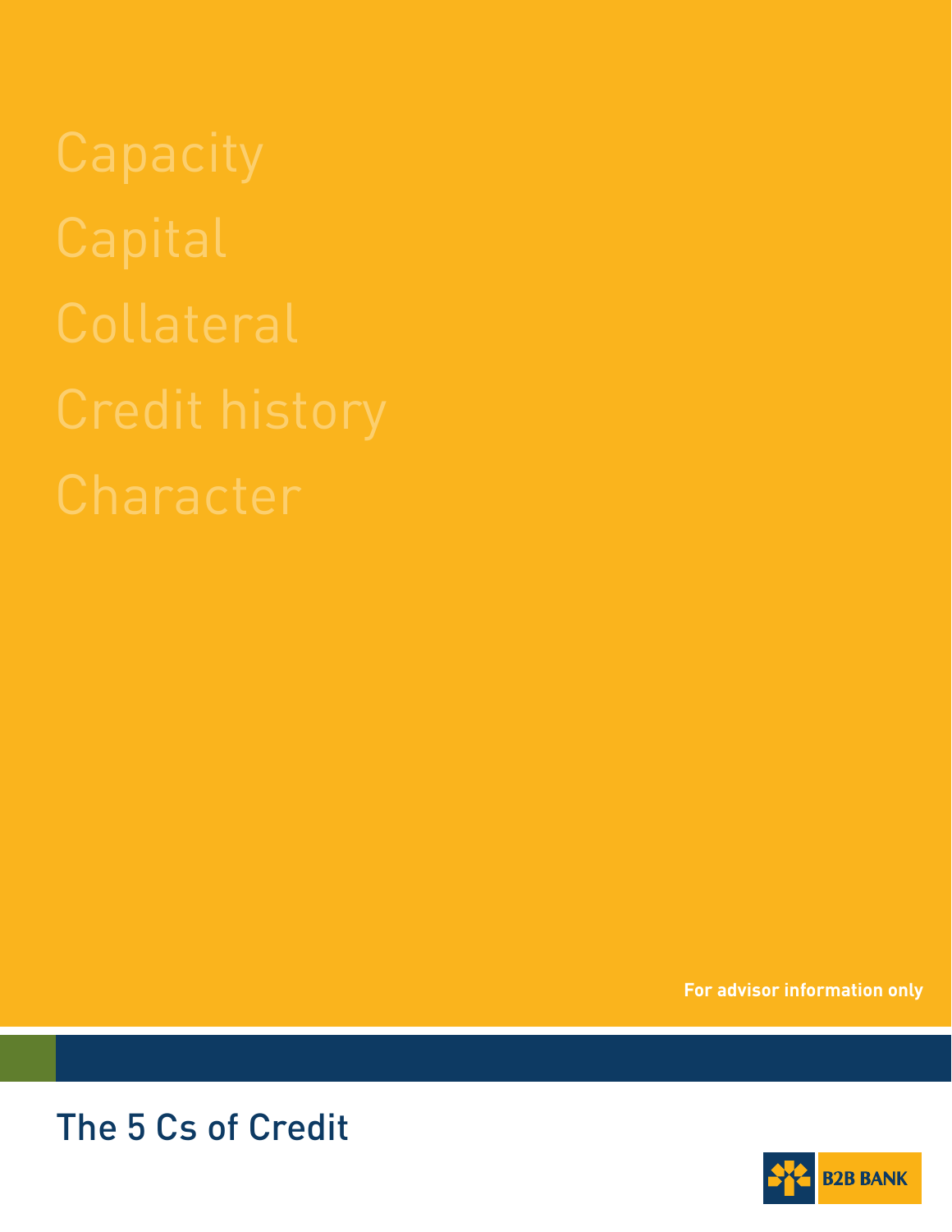Capacity

Capital

Collateral

Credit history

Character

**For advisor information only**

# The 5 Cs of Credit

B2B BANK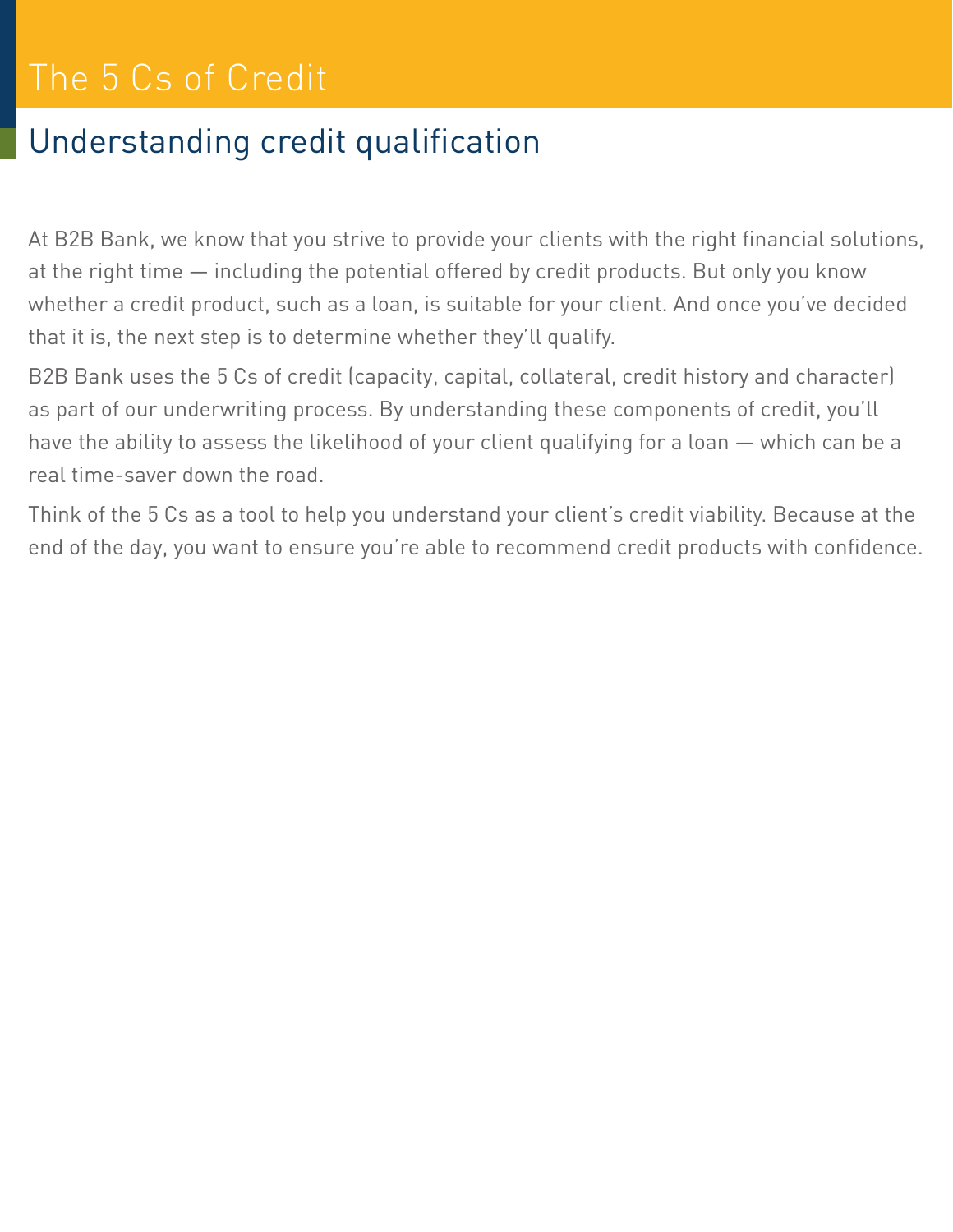# The 5 Cs of Credit

## Understanding credit qualification

At B2B Bank, we know that you strive to provide your clients with the right financial solutions, at the right time — including the potential offered by credit products. But only you know whether a credit product, such as a loan, is suitable for your client. And once you've decided that it is, the next step is to determine whether they'll qualify.

B2B Bank uses the 5 Cs of credit (capacity, capital, collateral, credit history and character) as part of our underwriting process. By understanding these components of credit, you'll have the ability to assess the likelihood of your client qualifying for a loan — which can be a real time-saver down the road.

Think of the 5 Cs as a tool to help you understand your client's credit viability. Because at the end of the day, you want to ensure you're able to recommend credit products with confidence.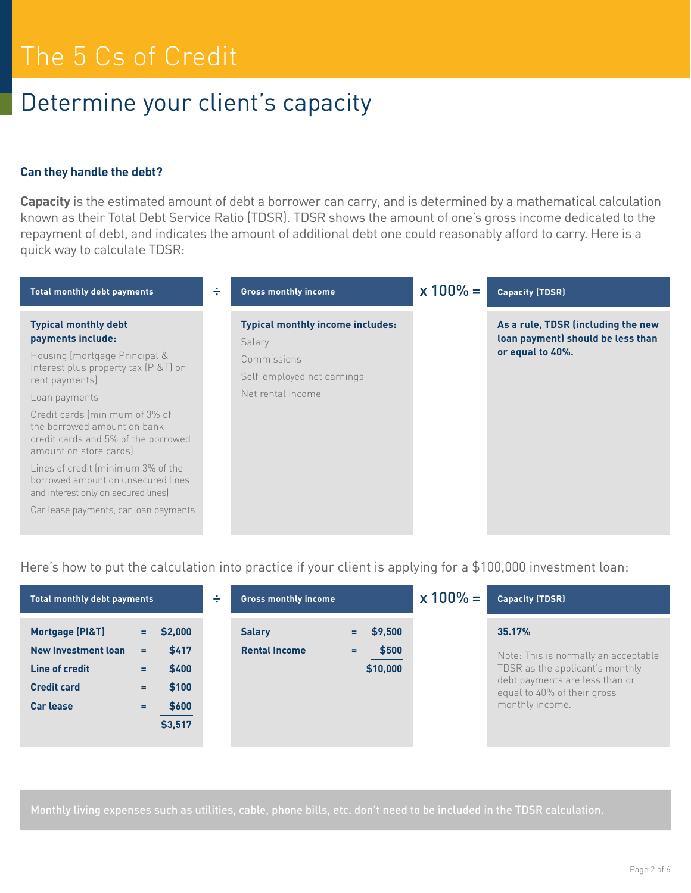# The 5 Cs of Credit

## Determine your client's capacity

**Can they handle the debt?**

**Capacity** is the estimated amount of debt a borrower can carry, and is determined by a mathematical calculation known as their Total Debt Service Ratio (TDSR). TDSR shows the amount of one's gross income dedicated to the repayment of debt, and indicates the amount of additional debt one could reasonably afford to carry. Here is a quick way to calculate TDSR:

| Total monthly debt payments | ÷ | Gross monthly income | x 100% = | Capacity (TDSR) |
|---|---|---|---|---|
| **Typical monthly debt payments include:**<br>Housing (mortgage Principal & Interest plus property tax (PI&T) or rent payments)<br>Loan payments<br>Credit cards (minimum of 3% of the borrowed amount on bank credit cards and 5% of the borrowed amount on store cards)<br>Lines of credit (minimum 3% of the borrowed amount on unsecured lines and interest only on secured lines)<br>Car lease payments, car loan payments | | **Typical monthly income includes:**<br>Salary<br>Commissions<br>Self-employed net earnings<br>Net rental income | | **As a rule, TDSR (including the new loan payment) should be less than or equal to 40%.** |

Here's how to put the calculation into practice if your client is applying for a $100,000 investment loan:

| Total monthly debt payments | ÷ | Gross monthly income | x 100% = | Capacity (TDSR) |
|---|---|---|---|---|
| **Mortgage (PI&T)** = **$2,000**<br>**New Investment loan** = **$417**<br>**Line of credit** = **$400**<br>**Credit card** = **$100**<br>**Car lease** = **$600**<br>**$3,517** | | **Salary** = **$9,500**<br>**Rental Income** = **$500**<br>**$10,000** | | **35.17%**<br>Note: This is normally an acceptable TDSR as the applicant's monthly debt payments are less than or equal to 40% of their gross monthly income. |

Monthly living expenses such as utilities, cable, phone bills, etc. don't need to be included in the TDSR calculation.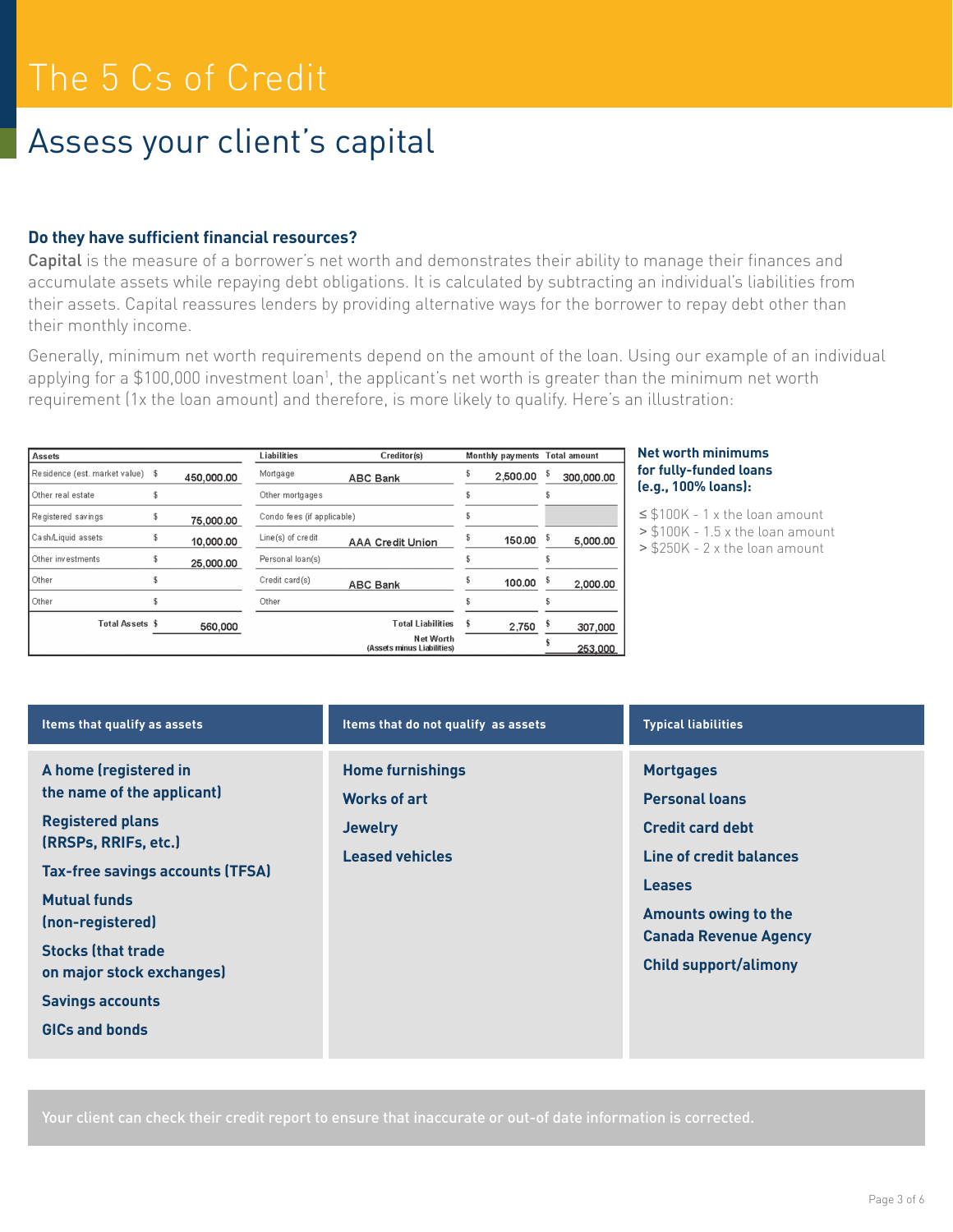# The 5 Cs of Credit

## Assess your client's capital

### Do they have sufficient financial resources?

**Capital** is the measure of a borrower's net worth and demonstrates their ability to manage their finances and accumulate assets while repaying debt obligations. It is calculated by subtracting an individual's liabilities from their assets. Capital reassures lenders by providing alternative ways for the borrower to repay debt other than their monthly income.

Generally, minimum net worth requirements depend on the amount of the loan. Using our example of an individual applying for a $100,000 investment loan[1], the applicant's net worth is greater than the minimum net worth requirement (1x the loan amount) and therefore, is more likely to qualify. Here's an illustration:

| Assets | | Liabilities | Creditor(s) | Monthly payments | Total amount |
|---|---|---|---|---|---|
| Residence (est. market value) | $ 450,000.00 | Mortgage | ABC Bank | $ 2,500.00 | $ 300,000.00 |
| Other real estate | $ | Other mortgages | | $ | $ |
| Registered savings | $ 75,000.00 | Condo fees (if applicable) | | $ | |
| Cash/Liquid assets | $ 10,000.00 | Line(s) of credit | AAA Credit Union | $ 150.00 | $ 5,000.00 |
| Other investments | $ 25,000.00 | Personal loan(s) | | $ | $ |
| Other | $ | Credit card(s) | ABC Bank | $ 100.00 | $ 2,000.00 |
| Other | $ | Other | | $ | $ |
| Total Assets | $ 560,000 | | Total Liabilities | $ 2,750 | $ 307,000 |
| | | | Net Worth (Assets minus Liabilities) | | $ 253,000 |

**Net worth minimums for fully-funded loans (e.g., 100% loans):**

- ≤ $100K - 1 x the loan amount
- > $100K - 1.5 x the loan amount
- > $250K - 2 x the loan amount

| Items that qualify as assets | Items that do not qualify as assets | Typical liabilities |
|---|---|---|
| A home (registered in the name of the applicant) | Home furnishings | Mortgages |
| Registered plans (RRSPs, RRIFs, etc.) | Works of art | Personal loans |
| Tax-free savings accounts (TFSA) | Jewelry | Credit card debt |
| Mutual funds (non-registered) | Leased vehicles | Line of credit balances |
| Stocks (that trade on major stock exchanges) | | Leases |
| Savings accounts | | Amounts owing to the Canada Revenue Agency |
| GICs and bonds | | Child support/alimony |

Your client can check their credit report to ensure that inaccurate or out-of date information is corrected.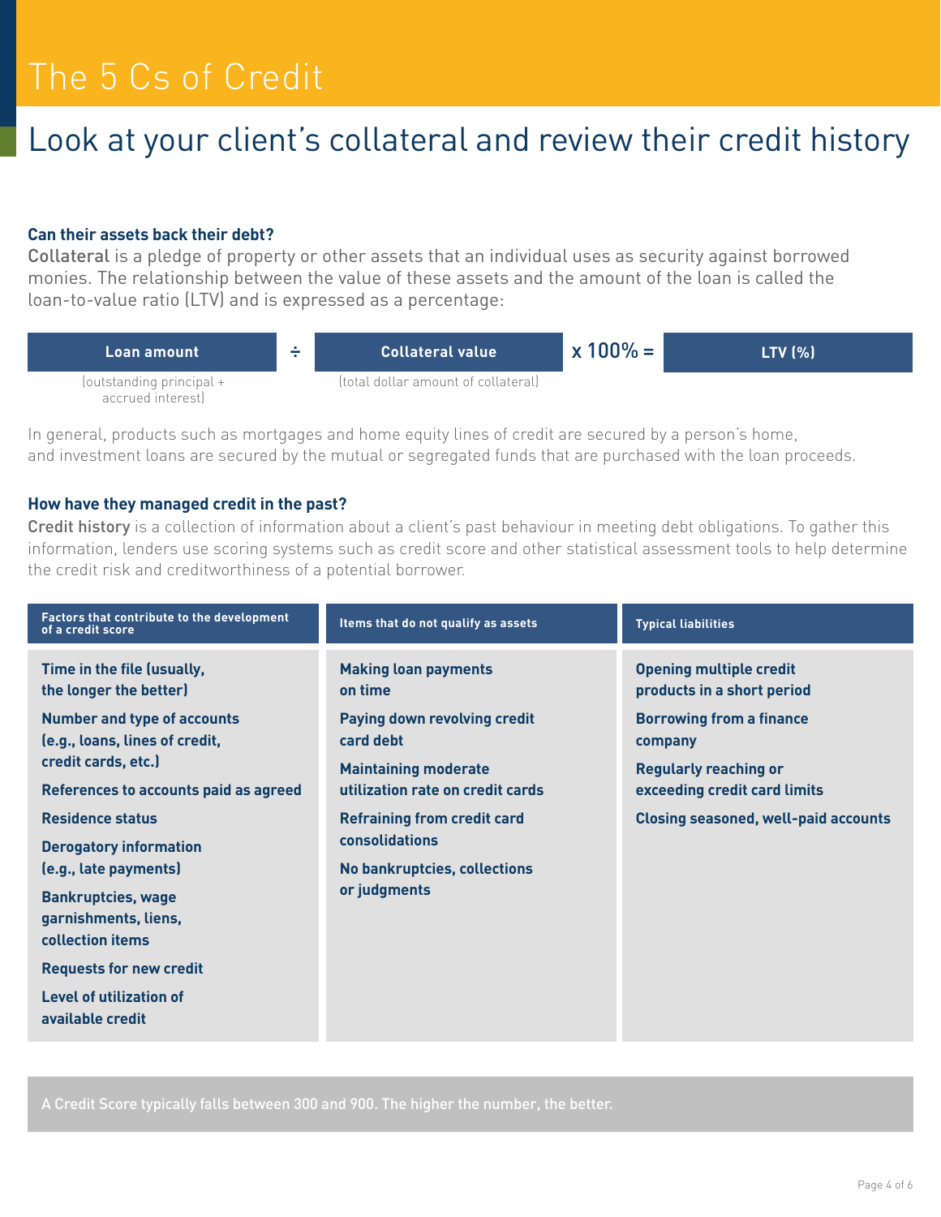# The 5 Cs of Credit

## Look at your client's collateral and review their credit history

**Can their assets back their debt?**

Collateral is a pledge of property or other assets that an individual uses as security against borrowed monies. The relationship between the value of these assets and the amount of the loan is called the loan-to-value ratio (LTV) and is expressed as a percentage:

| Loan amount | ÷ | Collateral value | x 100% = | LTV (%) |
|---|---|---|---|---|
| (outstanding principal + accrued interest) | | (total dollar amount of collateral) | | |

In general, products such as mortgages and home equity lines of credit are secured by a person's home, and investment loans are secured by the mutual or segregated funds that are purchased with the loan proceeds.

**How have they managed credit in the past?**

Credit history is a collection of information about a client's past behaviour in meeting debt obligations. To gather this information, lenders use scoring systems such as credit score and other statistical assessment tools to help determine the credit risk and creditworthiness of a potential borrower.

| Factors that contribute to the development of a credit score | Items that do not qualify as assets | Typical liabilities |
|---|---|---|
| Time in the file (usually, the longer the better) | Making loan payments on time | Opening multiple credit products in a short period |
| Number and type of accounts (e.g., loans, lines of credit, credit cards, etc.) | Paying down revolving credit card debt | Borrowing from a finance company |
| References to accounts paid as agreed | Maintaining moderate utilization rate on credit cards | Regularly reaching or exceeding credit card limits |
| Residence status | Refraining from credit card consolidations | Closing seasoned, well-paid accounts |
| Derogatory information (e.g., late payments) | No bankruptcies, collections or judgments | |
| Bankruptcies, wage garnishments, liens, collection items | | |
| Requests for new credit | | |
| Level of utilization of available credit | | |

A Credit Score typically falls between 300 and 900. The higher the number, the better.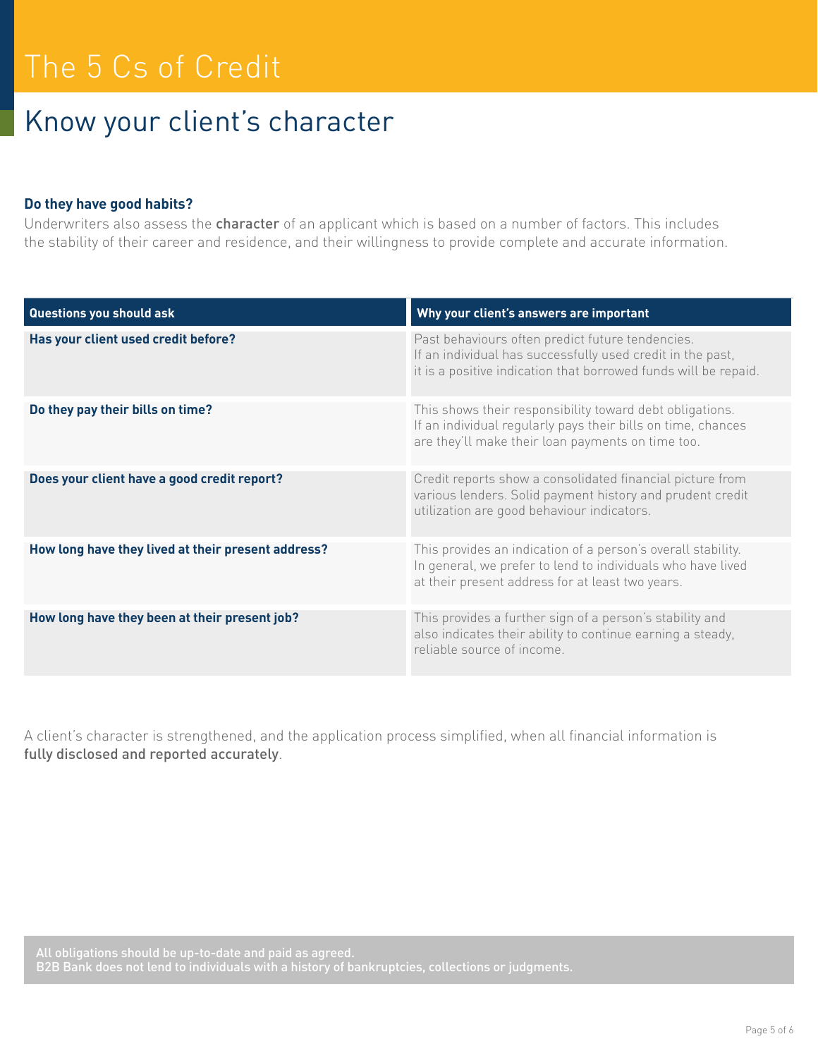# The 5 Cs of Credit

## Know your client's character

**Do they have good habits?**

Underwriters also assess the **character** of an applicant which is based on a number of factors. This includes the stability of their career and residence, and their willingness to provide complete and accurate information.

| Questions you should ask | Why your client's answers are important |
| --- | --- |
| **Has your client used credit before?** | Past behaviours often predict future tendencies. If an individual has successfully used credit in the past, it is a positive indication that borrowed funds will be repaid. |
| **Do they pay their bills on time?** | This shows their responsibility toward debt obligations. If an individual regularly pays their bills on time, chances are they'll make their loan payments on time too. |
| **Does your client have a good credit report?** | Credit reports show a consolidated financial picture from various lenders. Solid payment history and prudent credit utilization are good behaviour indicators. |
| **How long have they lived at their present address?** | This provides an indication of a person's overall stability. In general, we prefer to lend to individuals who have lived at their present address for at least two years. |
| **How long have they been at their present job?** | This provides a further sign of a person's stability and also indicates their ability to continue earning a steady, reliable source of income. |

A client's character is strengthened, and the application process simplified, when all financial information is **fully disclosed and reported accurately**.

**All obligations should be up-to-date and paid as agreed.**
**B2B Bank does not lend to individuals with a history of bankruptcies, collections or judgments.**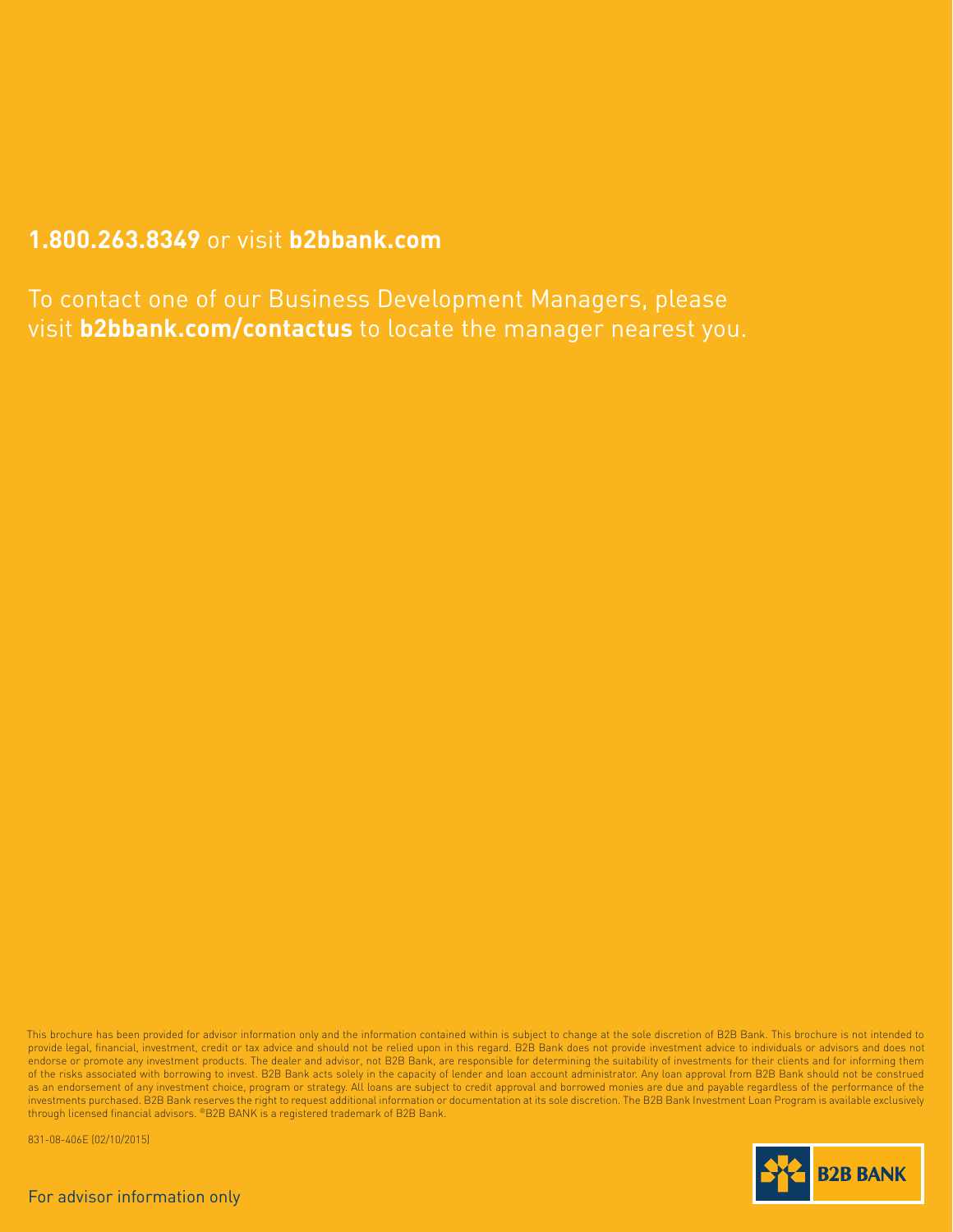**1.800.263.8349** or visit **b2bbank.com**

To contact one of our Business Development Managers, please visit **b2bbank.com/contactus** to locate the manager nearest you.

This brochure has been provided for advisor information only and the information contained within is subject to change at the sole discretion of B2B Bank. This brochure is not intended to provide legal, financial, investment, credit or tax advice and should not be relied upon in this regard. B2B Bank does not provide investment advice to individuals or advisors and does not endorse or promote any investment products. The dealer and advisor, not B2B Bank, are responsible for determining the suitability of investments for their clients and for informing them of the risks associated with borrowing to invest. B2B Bank acts solely in the capacity of lender and loan account administrator. Any loan approval from B2B Bank should not be construed as an endorsement of any investment choice, program or strategy. All loans are subject to credit approval and borrowed monies are due and payable regardless of the performance of the investments purchased. B2B Bank reserves the right to request additional information or documentation at its sole discretion. The B2B Bank Investment Loan Program is available exclusively through licensed financial advisors. ®B2B BANK is a registered trademark of B2B Bank.

831-08-406E (02/10/2015)

B2B BANK

For advisor information only